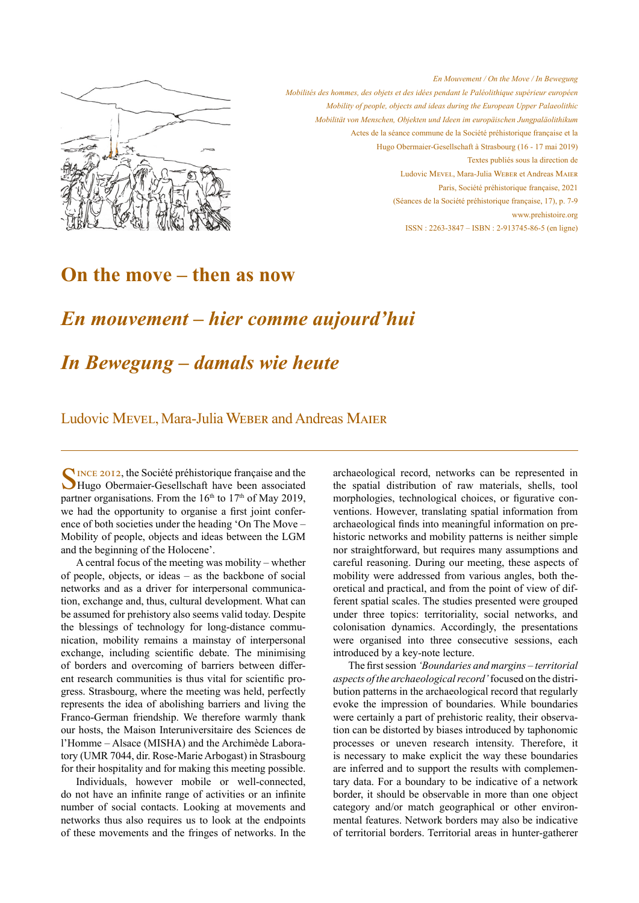En Mouvement / On the Move / In Bewegung
Mobilités des hommes, des objets et des idées pendant le Paléolithique supérieur européen
Mobility of people, objects and ideas during the European Upper Palaeolithic
Mobilität von Menschen, Objekten und Ideen im europäischen Jungpaläolithikum
Actes de la séance commune de la Société préhistorique française et la
Hugo Obermaier-Gesellschaft à Strasbourg (16 - 17 mai 2019)
Textes publiés sous la direction de
Ludovic Mevel, Mara-Julia Weber et Andreas Maier
Paris, Société préhistorique française, 2021
(Séances de la Société préhistorique française, 17), p. 7-9
www.prehistoire.org
ISSN : 2263-3847 – ISBN : 2-913745-86-5 (en ligne)

# On the move – then as now

# *En mouvement – hier comme aujourd'hui*

# *In Bewegung – damals wie heute*

Ludovic Mevel, Mara-Julia Weber and Andreas Maier

---

Since 2012, the Société préhistorique française and the Hugo Obermaier-Gesellschaft have been associated partner organisations. From the 16th to 17th of May 2019, we had the opportunity to organise a first joint conference of both societies under the heading 'On The Move – Mobility of people, objects and ideas between the LGM and the beginning of the Holocene'.

A central focus of the meeting was mobility – whether of people, objects, or ideas – as the backbone of social networks and as a driver for interpersonal communication, exchange and, thus, cultural development. What can be assumed for prehistory also seems valid today. Despite the blessings of technology for long-distance communication, mobility remains a mainstay of interpersonal exchange, including scientific debate. The minimising of borders and overcoming of barriers between different research communities is thus vital for scientific progress. Strasbourg, where the meeting was held, perfectly represents the idea of abolishing barriers and living the Franco-German friendship. We therefore warmly thank our hosts, the Maison Interuniversitaire des Sciences de l'Homme – Alsace (MISHA) and the Archimède Laboratory (UMR 7044, dir. Rose-Marie Arbogast) in Strasbourg for their hospitality and for making this meeting possible.

Individuals, however mobile or well-connected, do not have an infinite range of activities or an infinite number of social contacts. Looking at movements and networks thus also requires us to look at the endpoints of these movements and the fringes of networks. In the archaeological record, networks can be represented in the spatial distribution of raw materials, shells, tool morphologies, technological choices, or figurative conventions. However, translating spatial information from archaeological finds into meaningful information on prehistoric networks and mobility patterns is neither simple nor straightforward, but requires many assumptions and careful reasoning. During our meeting, these aspects of mobility were addressed from various angles, both theoretical and practical, and from the point of view of different spatial scales. The studies presented were grouped under three topics: territoriality, social networks, and colonisation dynamics. Accordingly, the presentations were organised into three consecutive sessions, each introduced by a key-note lecture.

The first session *'Boundaries and margins – territorial aspects of the archaeological record'* focused on the distribution patterns in the archaeological record that regularly evoke the impression of boundaries. While boundaries were certainly a part of prehistoric reality, their observation can be distorted by biases introduced by taphonomic processes or uneven research intensity. Therefore, it is necessary to make explicit the way these boundaries are inferred and to support the results with complementary data. For a boundary to be indicative of a network border, it should be observable in more than one object category and/or match geographical or other environmental features. Network borders may also be indicative of territorial borders. Territorial areas in hunter-gatherer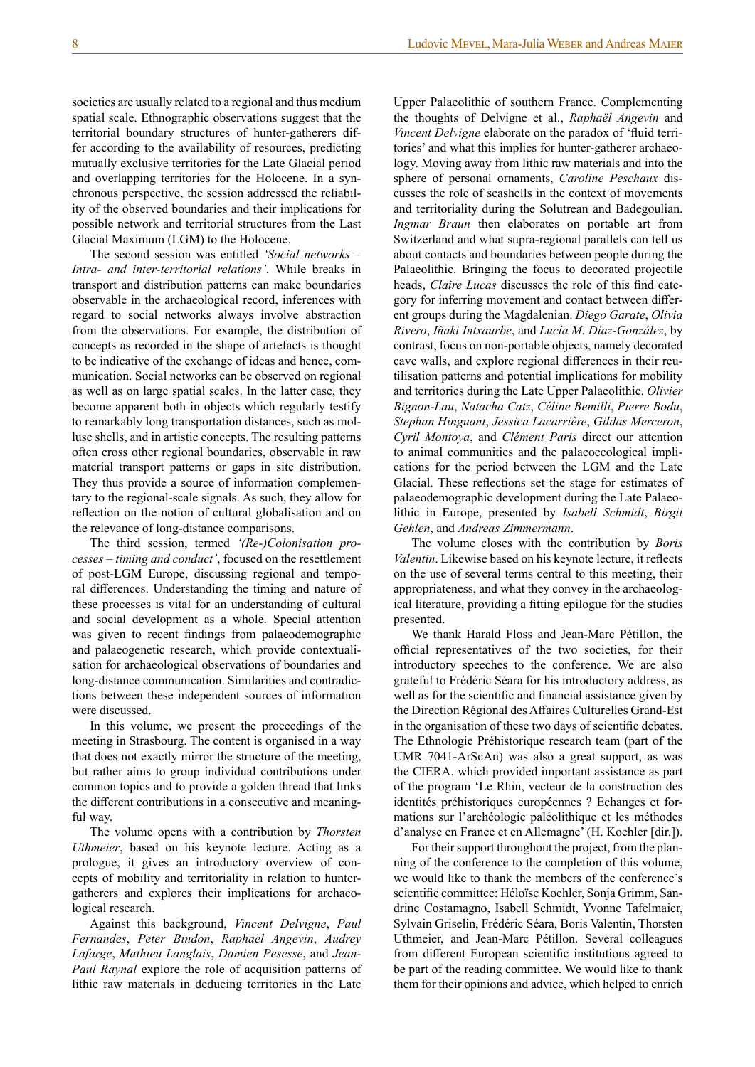societies are usually related to a regional and thus medium spatial scale. Ethnographic observations suggest that the territorial boundary structures of hunter-gatherers differ according to the availability of resources, predicting mutually exclusive territories for the Late Glacial period and overlapping territories for the Holocene. In a synchronous perspective, the session addressed the reliability of the observed boundaries and their implications for possible network and territorial structures from the Last Glacial Maximum (LGM) to the Holocene.

The second session was entitled *'Social networks – Intra- and inter-territorial relations'*. While breaks in transport and distribution patterns can make boundaries observable in the archaeological record, inferences with regard to social networks always involve abstraction from the observations. For example, the distribution of concepts as recorded in the shape of artefacts is thought to be indicative of the exchange of ideas and hence, communication. Social networks can be observed on regional as well as on large spatial scales. In the latter case, they become apparent both in objects which regularly testify to remarkably long transportation distances, such as mollusc shells, and in artistic concepts. The resulting patterns often cross other regional boundaries, observable in raw material transport patterns or gaps in site distribution. They thus provide a source of information complementary to the regional-scale signals. As such, they allow for reflection on the notion of cultural globalisation and on the relevance of long-distance comparisons.

The third session, termed *'(Re-)Colonisation processes – timing and conduct'*, focused on the resettlement of post-LGM Europe, discussing regional and temporal differences. Understanding the timing and nature of these processes is vital for an understanding of cultural and social development as a whole. Special attention was given to recent findings from palaeodemographic and palaeogenetic research, which provide contextualisation for archaeological observations of boundaries and long-distance communication. Similarities and contradictions between these independent sources of information were discussed.

In this volume, we present the proceedings of the meeting in Strasbourg. The content is organised in a way that does not exactly mirror the structure of the meeting, but rather aims to group individual contributions under common topics and to provide a golden thread that links the different contributions in a consecutive and meaningful way.

The volume opens with a contribution by *Thorsten Uthmeier*, based on his keynote lecture. Acting as a prologue, it gives an introductory overview of concepts of mobility and territoriality in relation to hunter-gatherers and explores their implications for archaeological research.

Against this background, *Vincent Delvigne*, *Paul Fernandes*, *Peter Bindon*, *Raphaël Angevin*, *Audrey Lafarge*, *Mathieu Langlais*, *Damien Pesesse*, and *Jean-Paul Raynal* explore the role of acquisition patterns of lithic raw materials in deducing territories in the Late Upper Palaeolithic of southern France. Complementing the thoughts of Delvigne et al., *Raphaël Angevin* and *Vincent Delvigne* elaborate on the paradox of 'fluid territories' and what this implies for hunter-gatherer archaeology. Moving away from lithic raw materials and into the sphere of personal ornaments, *Caroline Peschaux* discusses the role of seashells in the context of movements and territoriality during the Solutrean and Badegoulian. *Ingmar Braun* then elaborates on portable art from Switzerland and what supra-regional parallels can tell us about contacts and boundaries between people during the Palaeolithic. Bringing the focus to decorated projectile heads, *Claire Lucas* discusses the role of this find category for inferring movement and contact between different groups during the Magdalenian. *Diego Garate*, *Olivia Rivero*, *Iñaki Intxaurbe*, and *Lucía M. Díaz-González*, by contrast, focus on non-portable objects, namely decorated cave walls, and explore regional differences in their reutilisation patterns and potential implications for mobility and territories during the Late Upper Palaeolithic. *Olivier Bignon-Lau*, *Natacha Catz*, *Céline Bemilli*, *Pierre Bodu*, *Stephan Hinguant*, *Jessica Lacarrière*, *Gildas Merceron*, *Cyril Montoya*, and *Clément Paris* direct our attention to animal communities and the palaeoecological implications for the period between the LGM and the Late Glacial. These reflections set the stage for estimates of palaeodemographic development during the Late Palaeolithic in Europe, presented by *Isabell Schmidt*, *Birgit Gehlen*, and *Andreas Zimmermann*.

The volume closes with the contribution by *Boris Valentin*. Likewise based on his keynote lecture, it reflects on the use of several terms central to this meeting, their appropriateness, and what they convey in the archaeological literature, providing a fitting epilogue for the studies presented.

We thank Harald Floss and Jean-Marc Pétillon, the official representatives of the two societies, for their introductory speeches to the conference. We are also grateful to Frédéric Séara for his introductory address, as well as for the scientific and financial assistance given by the Direction Régional des Affaires Culturelles Grand-Est in the organisation of these two days of scientific debates. The Ethnologie Préhistorique research team (part of the UMR 7041-ArScAn) was also a great support, as was the CIERA, which provided important assistance as part of the program 'Le Rhin, vecteur de la construction des identités préhistoriques européennes ? Echanges et formations sur l'archéologie paléolithique et les méthodes d'analyse en France et en Allemagne' (H. Koehler [dir.]).

For their support throughout the project, from the planning of the conference to the completion of this volume, we would like to thank the members of the conference's scientific committee: Héloïse Koehler, Sonja Grimm, Sandrine Costamagno, Isabell Schmidt, Yvonne Tafelmaier, Sylvain Griselin, Frédéric Séara, Boris Valentin, Thorsten Uthmeier, and Jean-Marc Pétillon. Several colleagues from different European scientific institutions agreed to be part of the reading committee. We would like to thank them for their opinions and advice, which helped to enrich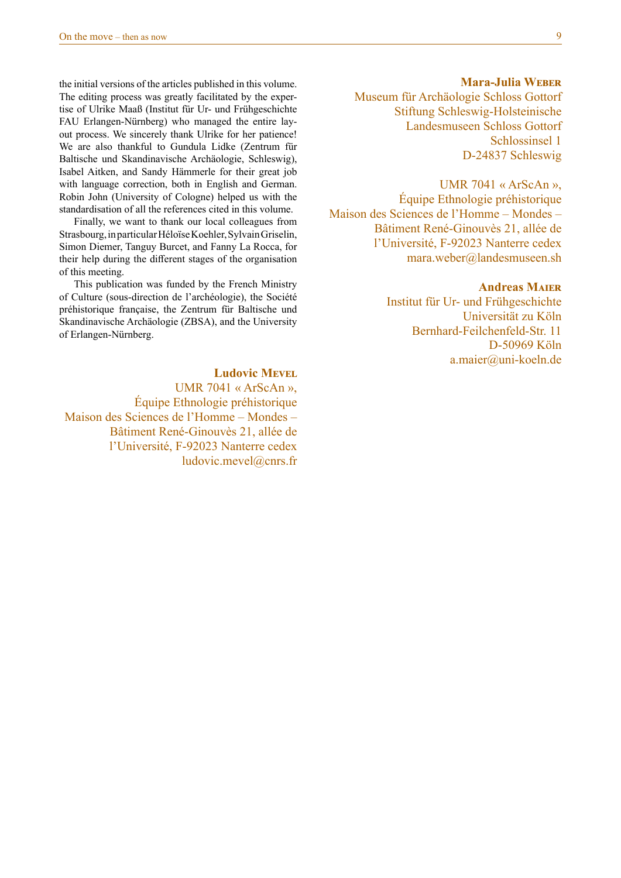the initial versions of the articles published in this volume. The editing process was greatly facilitated by the expertise of Ulrike Maaß (Institut für Ur- und Frühgeschichte FAU Erlangen-Nürnberg) who managed the entire layout process. We sincerely thank Ulrike for her patience! We are also thankful to Gundula Lidke (Zentrum für Baltische und Skandinavische Archäologie, Schleswig), Isabel Aitken, and Sandy Hämmerle for their great job with language correction, both in English and German. Robin John (University of Cologne) helped us with the standardisation of all the references cited in this volume.

Finally, we want to thank our local colleagues from Strasbourg, in particular Héloïse Koehler, Sylvain Griselin, Simon Diemer, Tanguy Burcet, and Fanny La Rocca, for their help during the different stages of the organisation of this meeting.

This publication was funded by the French Ministry of Culture (sous-direction de l'archéologie), the Société préhistorique française, the Zentrum für Baltische und Skandinavische Archäologie (ZBSA), and the University of Erlangen-Nürnberg.

**Ludovic Mevel**
UMR 7041 « ArScAn »,
Équipe Ethnologie préhistorique
Maison des Sciences de l'Homme – Mondes –
Bâtiment René-Ginouvès 21, allée de
l'Université, F-92023 Nanterre cedex
ludovic.mevel@cnrs.fr

**Mara-Julia Weber**
Museum für Archäologie Schloss Gottorf
Stiftung Schleswig-Holsteinische
Landesmuseen Schloss Gottorf
Schlossinsel 1
D-24837 Schleswig

UMR 7041 « ArScAn »,
Équipe Ethnologie préhistorique
Maison des Sciences de l'Homme – Mondes –
Bâtiment René-Ginouvès 21, allée de
l'Université, F-92023 Nanterre cedex
mara.weber@landesmuseen.sh

**Andreas Maier**
Institut für Ur- und Frühgeschichte
Universität zu Köln
Bernhard-Feilchenfeld-Str. 11
D-50969 Köln
a.maier@uni-koeln.de